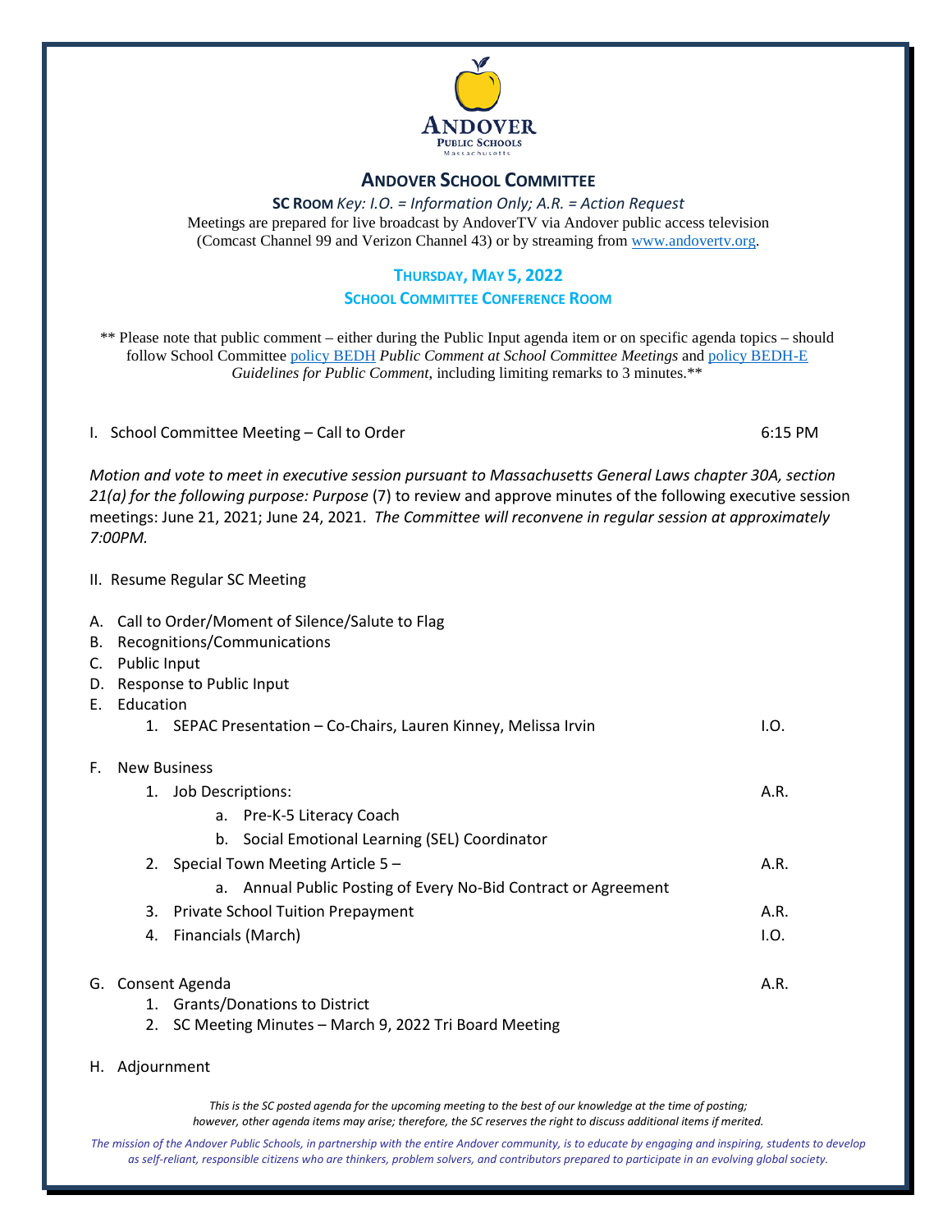ANDOVER PUBLIC SCHOOLS
Massachusetts

# ANDOVER SCHOOL COMMITTEE

**SC ROOM** *Key: I.O. = Information Only; A.R. = Action Request*

Meetings are prepared for live broadcast by AndoverTV via Andover public access television (Comcast Channel 99 and Verizon Channel 43) or by streaming from www.andovertv.org.

## THURSDAY, MAY 5, 2022

### SCHOOL COMMITTEE CONFERENCE ROOM

** Please note that public comment – either during the Public Input agenda item or on specific agenda topics – should follow School Committee policy BEDH *Public Comment at School Committee Meetings* and policy BEDH-E *Guidelines for Public Comment*, including limiting remarks to 3 minutes.**

I. School Committee Meeting – Call to Order — 6:15 PM

*Motion and vote to meet in executive session pursuant to Massachusetts General Laws chapter 30A, section 21(a) for the following purpose: Purpose* (7) to review and approve minutes of the following executive session meetings: June 21, 2021; June 24, 2021. *The Committee will reconvene in regular session at approximately 7:00PM.*

II. Resume Regular SC Meeting

A. Call to Order/Moment of Silence/Salute to Flag

B. Recognitions/Communications

C. Public Input

D. Response to Public Input

E. Education
   1. SEPAC Presentation – Co-Chairs, Lauren Kinney, Melissa Irvin — I.O.

F. New Business
   1. Job Descriptions: — A.R.
      a. Pre-K-5 Literacy Coach
      b. Social Emotional Learning (SEL) Coordinator
   2. Special Town Meeting Article 5 – — A.R.
      a. Annual Public Posting of Every No-Bid Contract or Agreement
   3. Private School Tuition Prepayment — A.R.
   4. Financials (March) — I.O.

G. Consent Agenda — A.R.
   1. Grants/Donations to District
   2. SC Meeting Minutes – March 9, 2022 Tri Board Meeting

H. Adjournment

*This is the SC posted agenda for the upcoming meeting to the best of our knowledge at the time of posting; however, other agenda items may arise; therefore, the SC reserves the right to discuss additional items if merited.*

*The mission of the Andover Public Schools, in partnership with the entire Andover community, is to educate by engaging and inspiring, students to develop as self-reliant, responsible citizens who are thinkers, problem solvers, and contributors prepared to participate in an evolving global society.*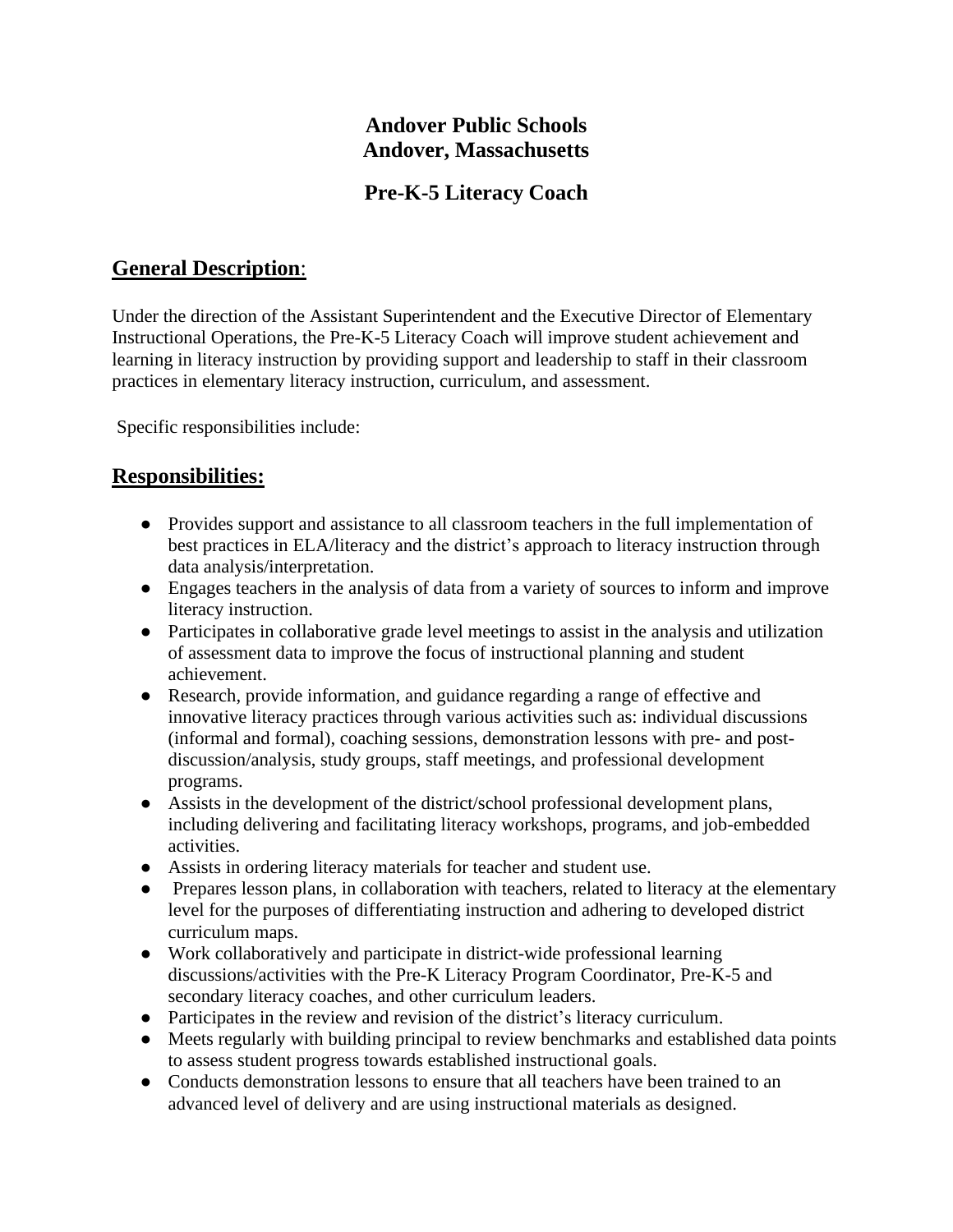# Andover Public Schools
# Andover, Massachusetts

## Pre-K-5 Literacy Coach

## General Description:

Under the direction of the Assistant Superintendent and the Executive Director of Elementary Instructional Operations, the Pre-K-5 Literacy Coach will improve student achievement and learning in literacy instruction by providing support and leadership to staff in their classroom practices in elementary literacy instruction, curriculum, and assessment.

Specific responsibilities include:

## Responsibilities:

- Provides support and assistance to all classroom teachers in the full implementation of best practices in ELA/literacy and the district's approach to literacy instruction through data analysis/interpretation.
- Engages teachers in the analysis of data from a variety of sources to inform and improve literacy instruction.
- Participates in collaborative grade level meetings to assist in the analysis and utilization of assessment data to improve the focus of instructional planning and student achievement.
- Research, provide information, and guidance regarding a range of effective and innovative literacy practices through various activities such as: individual discussions (informal and formal), coaching sessions, demonstration lessons with pre- and post-discussion/analysis, study groups, staff meetings, and professional development programs.
- Assists in the development of the district/school professional development plans, including delivering and facilitating literacy workshops, programs, and job-embedded activities.
- Assists in ordering literacy materials for teacher and student use.
- Prepares lesson plans, in collaboration with teachers, related to literacy at the elementary level for the purposes of differentiating instruction and adhering to developed district curriculum maps.
- Work collaboratively and participate in district-wide professional learning discussions/activities with the Pre-K Literacy Program Coordinator, Pre-K-5 and secondary literacy coaches, and other curriculum leaders.
- Participates in the review and revision of the district's literacy curriculum.
- Meets regularly with building principal to review benchmarks and established data points to assess student progress towards established instructional goals.
- Conducts demonstration lessons to ensure that all teachers have been trained to an advanced level of delivery and are using instructional materials as designed.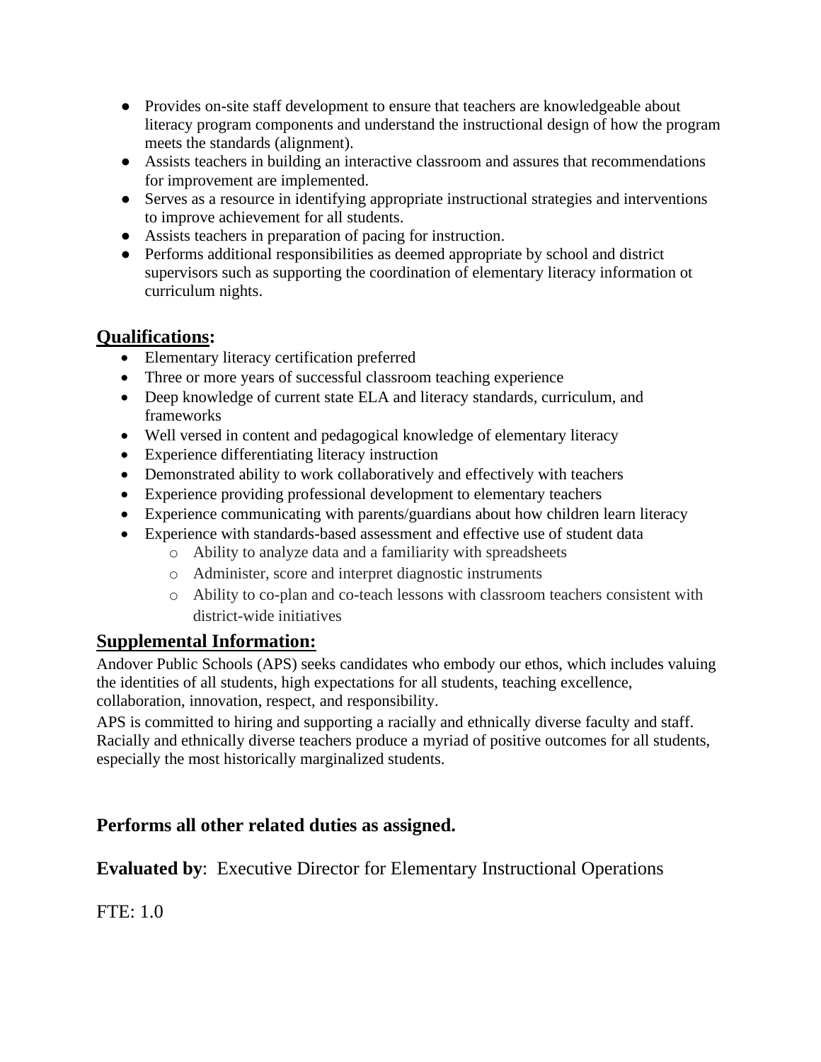- Provides on-site staff development to ensure that teachers are knowledgeable about literacy program components and understand the instructional design of how the program meets the standards (alignment).
- Assists teachers in building an interactive classroom and assures that recommendations for improvement are implemented.
- Serves as a resource in identifying appropriate instructional strategies and interventions to improve achievement for all students.
- Assists teachers in preparation of pacing for instruction.
- Performs additional responsibilities as deemed appropriate by school and district supervisors such as supporting the coordination of elementary literacy information ot curriculum nights.

## Qualifications:

- Elementary literacy certification preferred
- Three or more years of successful classroom teaching experience
- Deep knowledge of current state ELA and literacy standards, curriculum, and frameworks
- Well versed in content and pedagogical knowledge of elementary literacy
- Experience differentiating literacy instruction
- Demonstrated ability to work collaboratively and effectively with teachers
- Experience providing professional development to elementary teachers
- Experience communicating with parents/guardians about how children learn literacy
- Experience with standards-based assessment and effective use of student data
  - Ability to analyze data and a familiarity with spreadsheets
  - Administer, score and interpret diagnostic instruments
  - Ability to co-plan and co-teach lessons with classroom teachers consistent with district-wide initiatives

## Supplemental Information:

Andover Public Schools (APS) seeks candidates who embody our ethos, which includes valuing the identities of all students, high expectations for all students, teaching excellence, collaboration, innovation, respect, and responsibility.

APS is committed to hiring and supporting a racially and ethnically diverse faculty and staff. Racially and ethnically diverse teachers produce a myriad of positive outcomes for all students, especially the most historically marginalized students.

**Performs all other related duties as assigned.**

**Evaluated by**: Executive Director for Elementary Instructional Operations

FTE: 1.0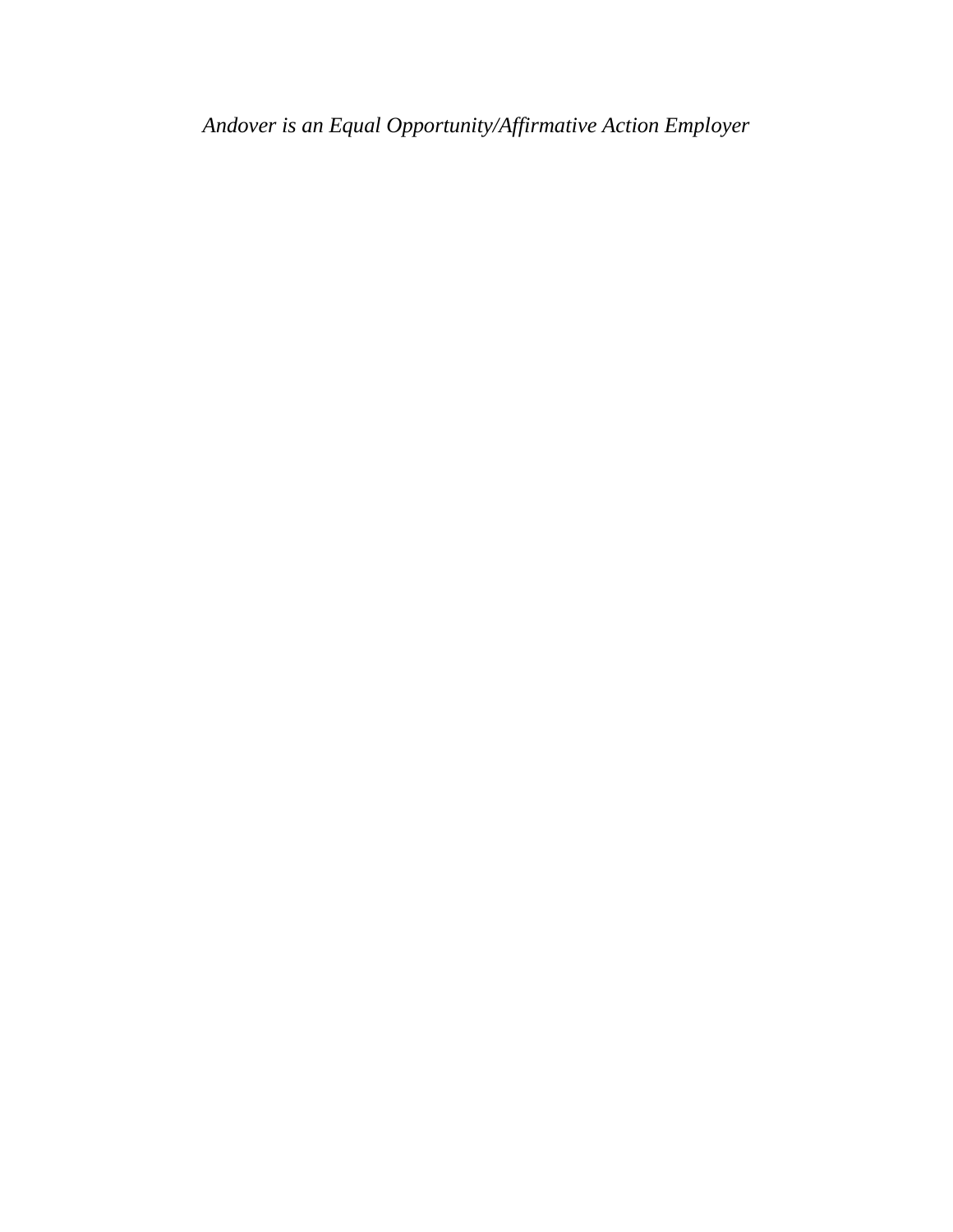*Andover is an Equal Opportunity/Affirmative Action Employer*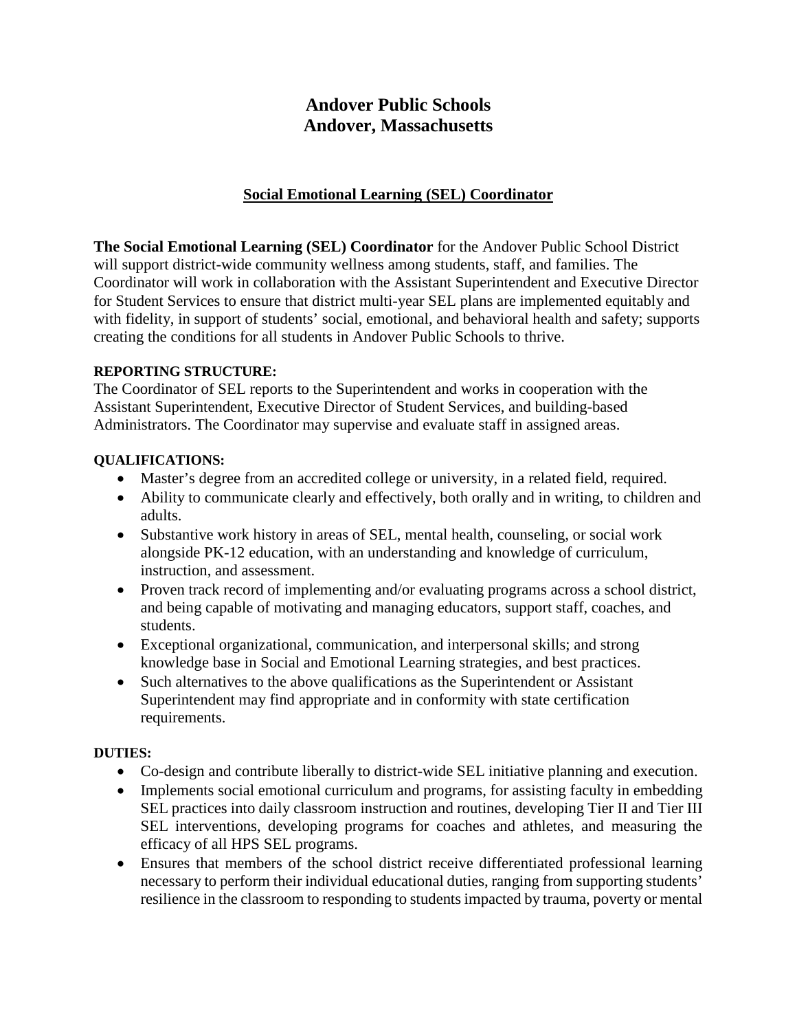# Andover Public Schools
# Andover, Massachusetts

## Social Emotional Learning (SEL) Coordinator

**The Social Emotional Learning (SEL) Coordinator** for the Andover Public School District will support district-wide community wellness among students, staff, and families. The Coordinator will work in collaboration with the Assistant Superintendent and Executive Director for Student Services to ensure that district multi-year SEL plans are implemented equitably and with fidelity, in support of students' social, emotional, and behavioral health and safety; supports creating the conditions for all students in Andover Public Schools to thrive.

**REPORTING STRUCTURE:**
The Coordinator of SEL reports to the Superintendent and works in cooperation with the Assistant Superintendent, Executive Director of Student Services, and building-based Administrators. The Coordinator may supervise and evaluate staff in assigned areas.

**QUALIFICATIONS:**

- Master's degree from an accredited college or university, in a related field, required.
- Ability to communicate clearly and effectively, both orally and in writing, to children and adults.
- Substantive work history in areas of SEL, mental health, counseling, or social work alongside PK-12 education, with an understanding and knowledge of curriculum, instruction, and assessment.
- Proven track record of implementing and/or evaluating programs across a school district, and being capable of motivating and managing educators, support staff, coaches, and students.
- Exceptional organizational, communication, and interpersonal skills; and strong knowledge base in Social and Emotional Learning strategies, and best practices.
- Such alternatives to the above qualifications as the Superintendent or Assistant Superintendent may find appropriate and in conformity with state certification requirements.

**DUTIES:**

- Co-design and contribute liberally to district-wide SEL initiative planning and execution.
- Implements social emotional curriculum and programs, for assisting faculty in embedding SEL practices into daily classroom instruction and routines, developing Tier II and Tier III SEL interventions, developing programs for coaches and athletes, and measuring the efficacy of all HPS SEL programs.
- Ensures that members of the school district receive differentiated professional learning necessary to perform their individual educational duties, ranging from supporting students' resilience in the classroom to responding to students impacted by trauma, poverty or mental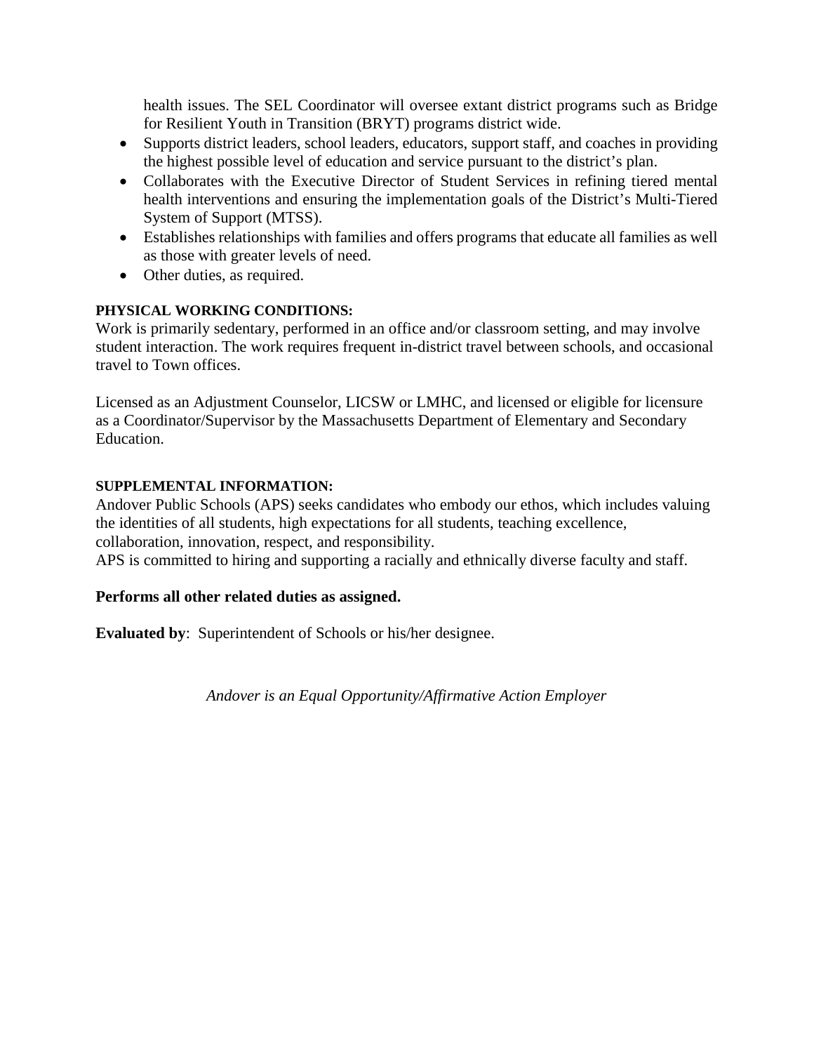health issues. The SEL Coordinator will oversee extant district programs such as Bridge for Resilient Youth in Transition (BRYT) programs district wide.

- Supports district leaders, school leaders, educators, support staff, and coaches in providing the highest possible level of education and service pursuant to the district's plan.
- Collaborates with the Executive Director of Student Services in refining tiered mental health interventions and ensuring the implementation goals of the District's Multi-Tiered System of Support (MTSS).
- Establishes relationships with families and offers programs that educate all families as well as those with greater levels of need.
- Other duties, as required.

**PHYSICAL WORKING CONDITIONS:**

Work is primarily sedentary, performed in an office and/or classroom setting, and may involve student interaction. The work requires frequent in-district travel between schools, and occasional travel to Town offices.

Licensed as an Adjustment Counselor, LICSW or LMHC, and licensed or eligible for licensure as a Coordinator/Supervisor by the Massachusetts Department of Elementary and Secondary Education.

**SUPPLEMENTAL INFORMATION:**

Andover Public Schools (APS) seeks candidates who embody our ethos, which includes valuing the identities of all students, high expectations for all students, teaching excellence, collaboration, innovation, respect, and responsibility.
APS is committed to hiring and supporting a racially and ethnically diverse faculty and staff.

**Performs all other related duties as assigned.**

**Evaluated by**: Superintendent of Schools or his/her designee.

*Andover is an Equal Opportunity/Affirmative Action Employer*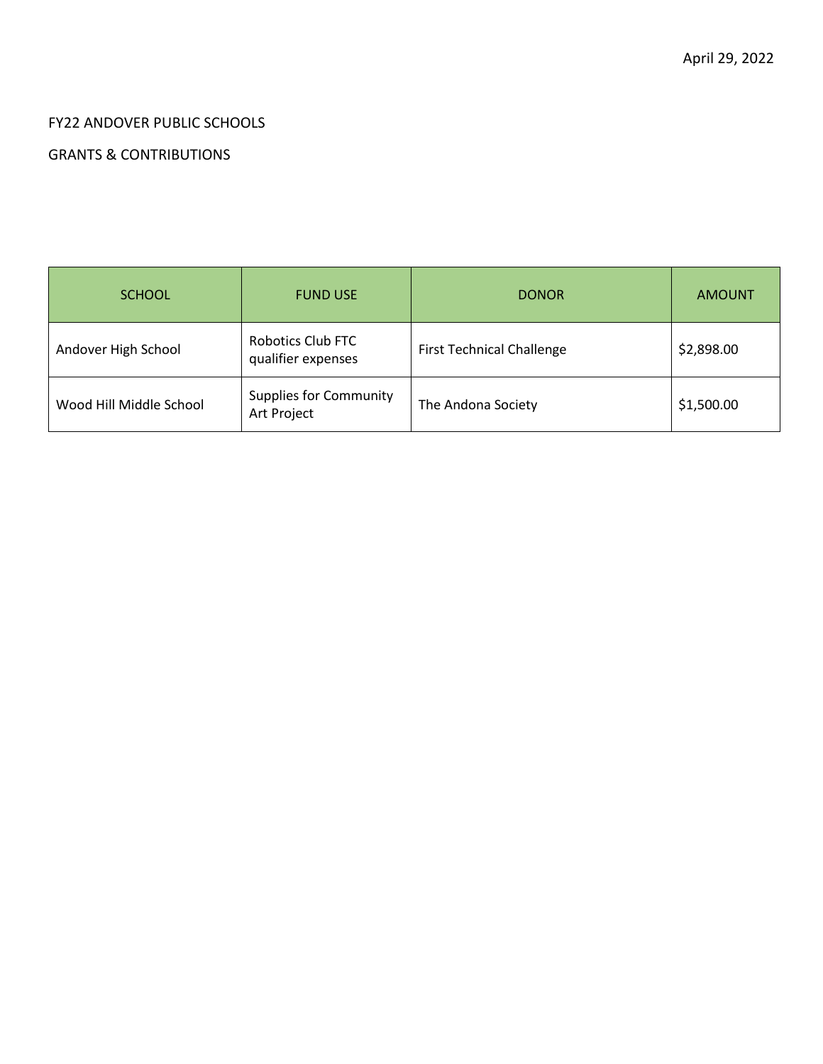April 29, 2022

FY22 ANDOVER PUBLIC SCHOOLS

GRANTS & CONTRIBUTIONS

| SCHOOL | FUND USE | DONOR | AMOUNT |
| --- | --- | --- | --- |
| Andover High School | Robotics Club FTC qualifier expenses | First Technical Challenge | $2,898.00 |
| Wood Hill Middle School | Supplies for Community Art Project | The Andona Society | $1,500.00 |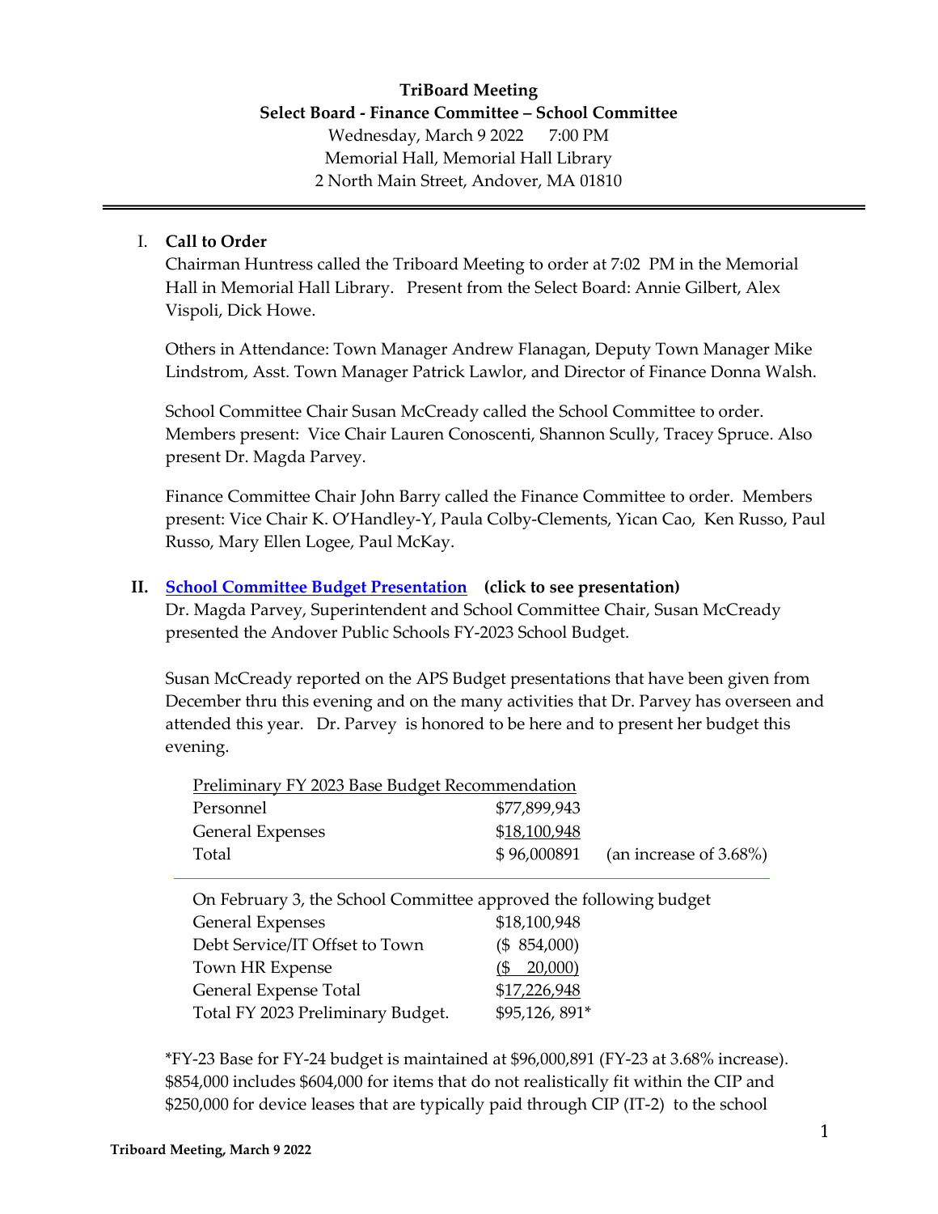# TriBoard Meeting
## Select Board - Finance Committee – School Committee

Wednesday, March 9 2022 7:00 PM
Memorial Hall, Memorial Hall Library
2 North Main Street, Andover, MA 01810

---

I. **Call to Order**

Chairman Huntress called the Triboard Meeting to order at 7:02 PM in the Memorial Hall in Memorial Hall Library. Present from the Select Board: Annie Gilbert, Alex Vispoli, Dick Howe.

Others in Attendance: Town Manager Andrew Flanagan, Deputy Town Manager Mike Lindstrom, Asst. Town Manager Patrick Lawlor, and Director of Finance Donna Walsh.

School Committee Chair Susan McCready called the School Committee to order. Members present: Vice Chair Lauren Conoscenti, Shannon Scully, Tracey Spruce. Also present Dr. Magda Parvey.

Finance Committee Chair John Barry called the Finance Committee to order. Members present: Vice Chair K. O'Handley-Y, Paula Colby-Clements, Yican Cao, Ken Russo, Paul Russo, Mary Ellen Logee, Paul McKay.

II. **School Committee Budget Presentation (click to see presentation)**

Dr. Magda Parvey, Superintendent and School Committee Chair, Susan McCready presented the Andover Public Schools FY-2023 School Budget.

Susan McCready reported on the APS Budget presentations that have been given from December thru this evening and on the many activities that Dr. Parvey has overseen and attended this year. Dr. Parvey is honored to be here and to present her budget this evening.

| Preliminary FY 2023 Base Budget Recommendation | | |
|---|---|---|
| Personnel | $77,899,943 | |
| General Expenses | $18,100,948 | |
| Total | $ 96,000891 | (an increase of 3.68%) |

| On February 3, the School Committee approved the following budget | |
|---|---|
| General Expenses | $18,100,948 |
| Debt Service/IT Offset to Town | ($ 854,000) |
| Town HR Expense | ($ 20,000) |
| General Expense Total | $17,226,948 |
| Total FY 2023 Preliminary Budget. | $95,126, 891* |

*FY-23 Base for FY-24 budget is maintained at $96,000,891 (FY-23 at 3.68% increase). $854,000 includes $604,000 for items that do not realistically fit within the CIP and $250,000 for device leases that are typically paid through CIP (IT-2) to the school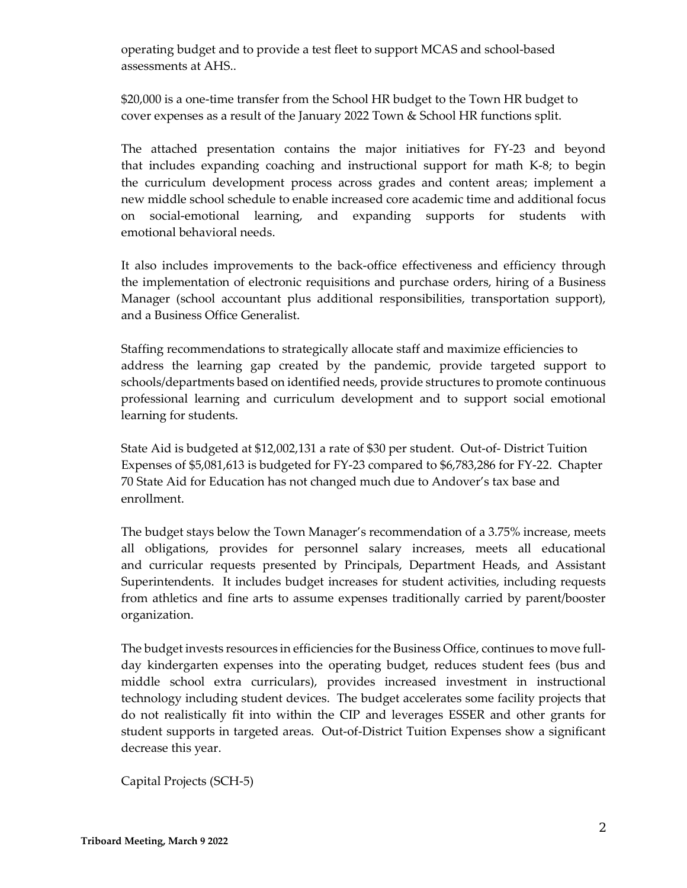operating budget and to provide a test fleet to support MCAS and school-based assessments at AHS..

$20,000 is a one-time transfer from the School HR budget to the Town HR budget to cover expenses as a result of the January 2022 Town & School HR functions split.

The attached presentation contains the major initiatives for FY-23 and beyond that includes expanding coaching and instructional support for math K-8; to begin the curriculum development process across grades and content areas; implement a new middle school schedule to enable increased core academic time and additional focus on social-emotional learning, and expanding supports for students with emotional behavioral needs.

It also includes improvements to the back-office effectiveness and efficiency through the implementation of electronic requisitions and purchase orders, hiring of a Business Manager (school accountant plus additional responsibilities, transportation support), and a Business Office Generalist.

Staffing recommendations to strategically allocate staff and maximize efficiencies to address the learning gap created by the pandemic, provide targeted support to schools/departments based on identified needs, provide structures to promote continuous professional learning and curriculum development and to support social emotional learning for students.

State Aid is budgeted at $12,002,131 a rate of $30 per student. Out-of- District Tuition Expenses of $5,081,613 is budgeted for FY-23 compared to $6,783,286 for FY-22. Chapter 70 State Aid for Education has not changed much due to Andover's tax base and enrollment.

The budget stays below the Town Manager's recommendation of a 3.75% increase, meets all obligations, provides for personnel salary increases, meets all educational and curricular requests presented by Principals, Department Heads, and Assistant Superintendents. It includes budget increases for student activities, including requests from athletics and fine arts to assume expenses traditionally carried by parent/booster organization.

The budget invests resources in efficiencies for the Business Office, continues to move full-day kindergarten expenses into the operating budget, reduces student fees (bus and middle school extra curriculars), provides increased investment in instructional technology including student devices. The budget accelerates some facility projects that do not realistically fit into within the CIP and leverages ESSER and other grants for student supports in targeted areas. Out-of-District Tuition Expenses show a significant decrease this year.

Capital Projects (SCH-5)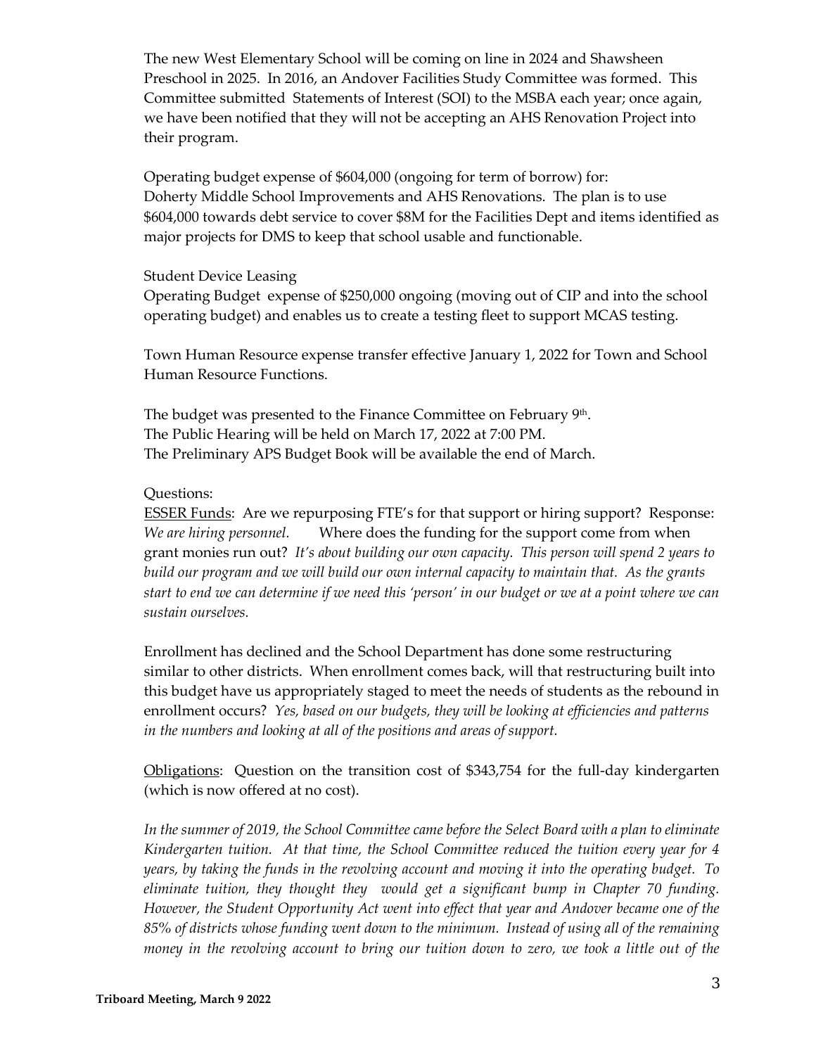The new West Elementary School will be coming on line in 2024 and Shawsheen Preschool in 2025. In 2016, an Andover Facilities Study Committee was formed. This Committee submitted Statements of Interest (SOI) to the MSBA each year; once again, we have been notified that they will not be accepting an AHS Renovation Project into their program.

Operating budget expense of $604,000 (ongoing for term of borrow) for: Doherty Middle School Improvements and AHS Renovations. The plan is to use $604,000 towards debt service to cover $8M for the Facilities Dept and items identified as major projects for DMS to keep that school usable and functionable.

Student Device Leasing
Operating Budget expense of $250,000 ongoing (moving out of CIP and into the school operating budget) and enables us to create a testing fleet to support MCAS testing.

Town Human Resource expense transfer effective January 1, 2022 for Town and School Human Resource Functions.

The budget was presented to the Finance Committee on February 9th.
The Public Hearing will be held on March 17, 2022 at 7:00 PM.
The Preliminary APS Budget Book will be available the end of March.

Questions:
ESSER Funds: Are we repurposing FTE's for that support or hiring support? Response: *We are hiring personnel.* Where does the funding for the support come from when grant monies run out? *It's about building our own capacity. This person will spend 2 years to build our program and we will build our own internal capacity to maintain that. As the grants start to end we can determine if we need this 'person' in our budget or we at a point where we can sustain ourselves.*

Enrollment has declined and the School Department has done some restructuring similar to other districts. When enrollment comes back, will that restructuring built into this budget have us appropriately staged to meet the needs of students as the rebound in enrollment occurs? *Yes, based on our budgets, they will be looking at efficiencies and patterns in the numbers and looking at all of the positions and areas of support.*

Obligations: Question on the transition cost of $343,754 for the full-day kindergarten (which is now offered at no cost).

*In the summer of 2019, the School Committee came before the Select Board with a plan to eliminate Kindergarten tuition. At that time, the School Committee reduced the tuition every year for 4 years, by taking the funds in the revolving account and moving it into the operating budget. To eliminate tuition, they thought they would get a significant bump in Chapter 70 funding. However, the Student Opportunity Act went into effect that year and Andover became one of the 85% of districts whose funding went down to the minimum. Instead of using all of the remaining money in the revolving account to bring our tuition down to zero, we took a little out of the*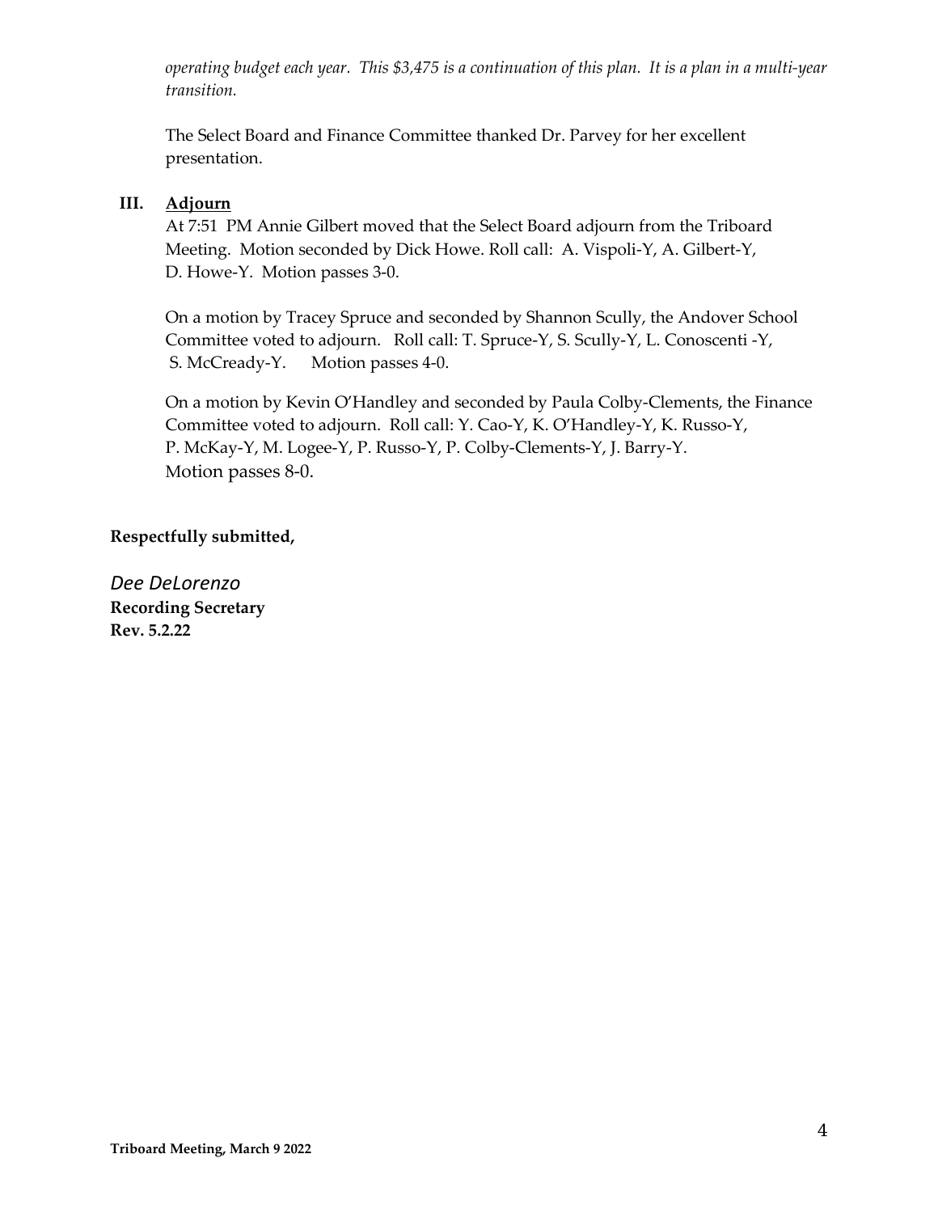*operating budget each year. This $3,475 is a continuation of this plan. It is a plan in a multi-year transition.*

The Select Board and Finance Committee thanked Dr. Parvey for her excellent presentation.

## III. Adjourn

At 7:51 PM Annie Gilbert moved that the Select Board adjourn from the Triboard Meeting. Motion seconded by Dick Howe. Roll call: A. Vispoli-Y, A. Gilbert-Y, D. Howe-Y. Motion passes 3-0.

On a motion by Tracey Spruce and seconded by Shannon Scully, the Andover School Committee voted to adjourn. Roll call: T. Spruce-Y, S. Scully-Y, L. Conoscenti -Y, S. McCready-Y. Motion passes 4-0.

On a motion by Kevin O'Handley and seconded by Paula Colby-Clements, the Finance Committee voted to adjourn. Roll call: Y. Cao-Y, K. O'Handley-Y, K. Russo-Y, P. McKay-Y, M. Logee-Y, P. Russo-Y, P. Colby-Clements-Y, J. Barry-Y. Motion passes 8-0.

**Respectfully submitted,**

*Dee DeLorenzo*
**Recording Secretary**
**Rev. 5.2.22**